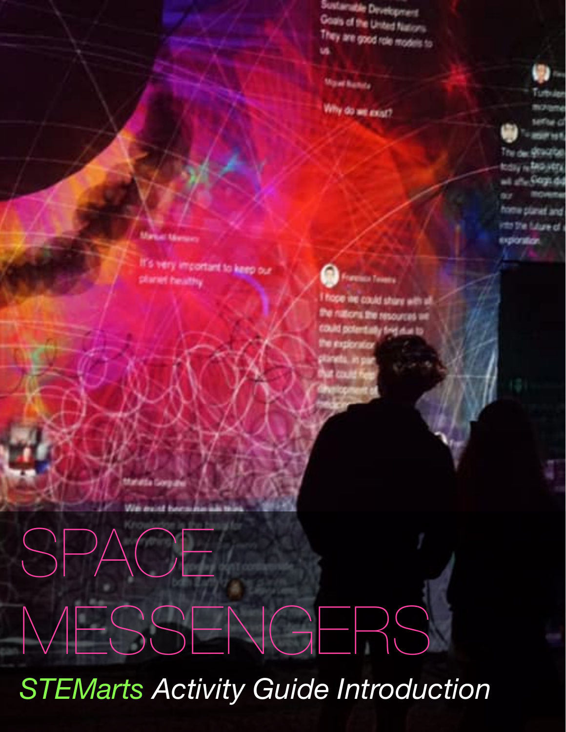# SPACE MESSENGERS

*STEMarts Activity Guide Introduction*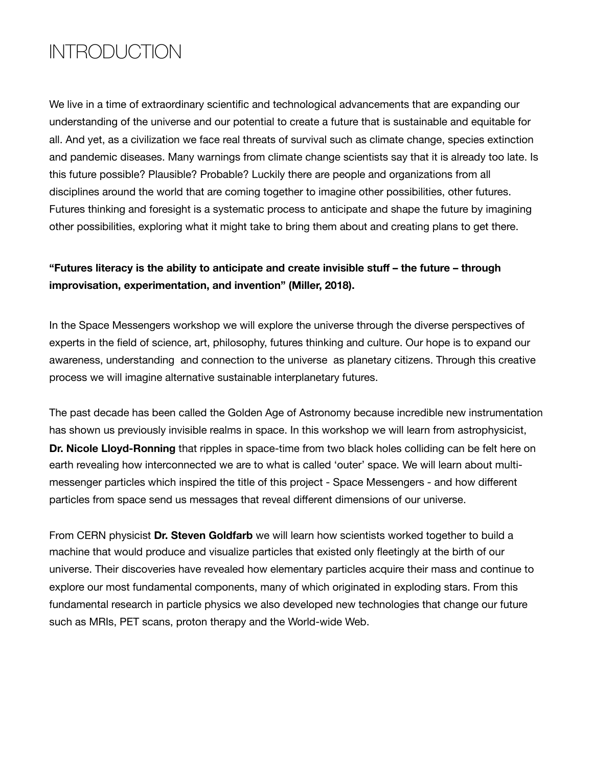# INTRODUCTION

We live in a time of extraordinary scientific and technological advancements that are expanding our understanding of the universe and our potential to create a future that is sustainable and equitable for all. And yet, as a civilization we face real threats of survival such as climate change, species extinction and pandemic diseases. Many warnings from climate change scientists say that it is already too late. Is this future possible? Plausible? Probable? Luckily there are people and organizations from all disciplines around the world that are coming together to imagine other possibilities, other futures. Futures thinking and foresight is a systematic process to anticipate and shape the future by imagining other possibilities, exploring what it might take to bring them about and creating plans to get there.

**"Futures literacy is the ability to anticipate and create invisible stuff – the future – through improvisation, experimentation, and invention" (Miller, 2018).**

In the Space Messengers workshop we will explore the universe through the diverse perspectives of experts in the field of science, art, philosophy, futures thinking and culture. Our hope is to expand our awareness, understanding and connection to the universe as planetary citizens. Through this creative process we will imagine alternative sustainable interplanetary futures.

The past decade has been called the Golden Age of Astronomy because incredible new instrumentation has shown us previously invisible realms in space. In this workshop we will learn from astrophysicist, **Dr. Nicole Lloyd-Ronning** that ripples in space-time from two black holes colliding can be felt here on earth revealing how interconnected we are to what is called 'outer' space. We will learn about multi-messenger particles which inspired the title of this project - Space Messengers - and how different particles from space send us messages that reveal different dimensions of our universe.

From CERN physicist **Dr. Steven Goldfarb** we will learn how scientists worked together to build a machine that would produce and visualize particles that existed only fleetingly at the birth of our universe. Their discoveries have revealed how elementary particles acquire their mass and continue to explore our most fundamental components, many of which originated in exploding stars. From this fundamental research in particle physics we also developed new technologies that change our future such as MRIs, PET scans, proton therapy and the World-wide Web.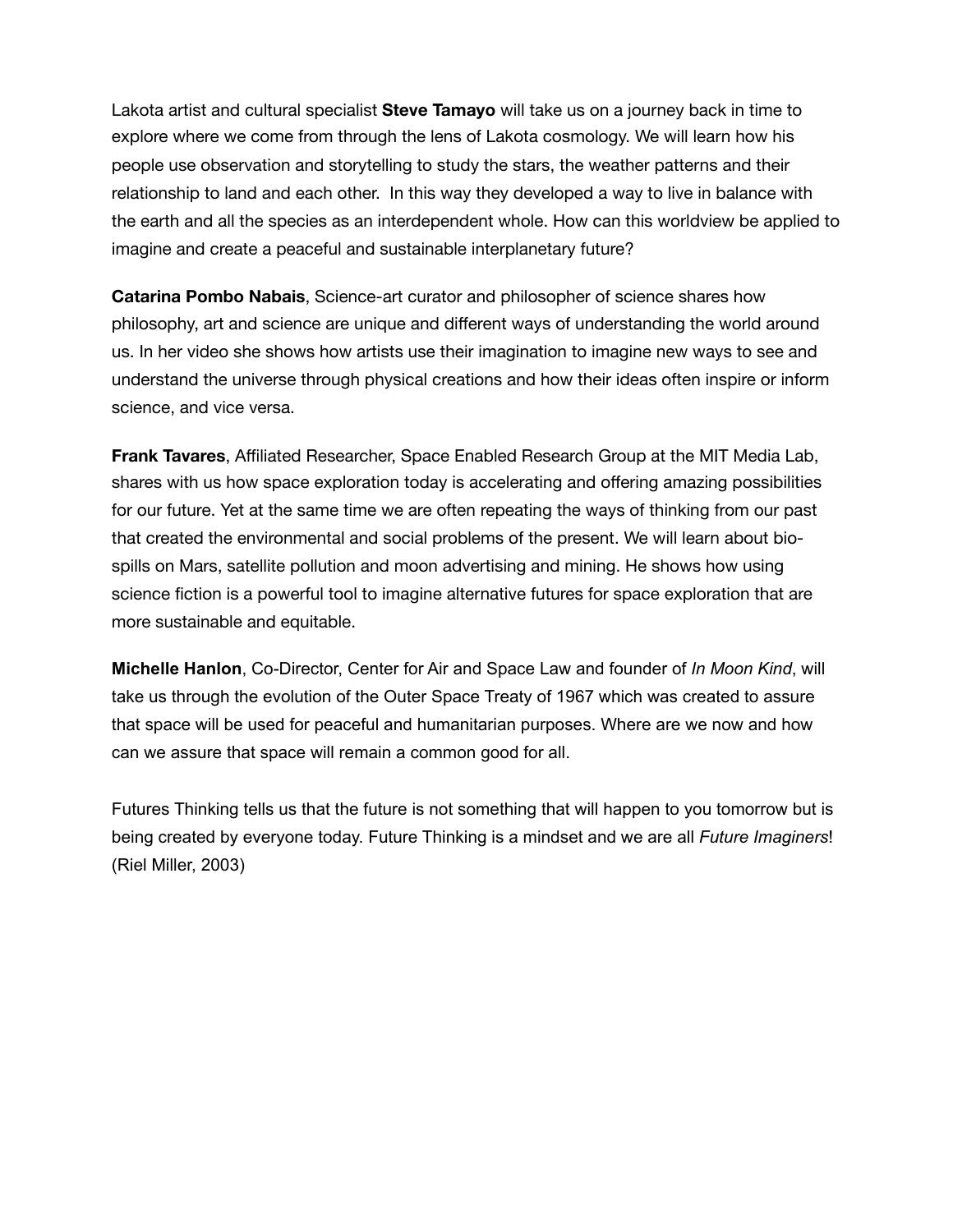Lakota artist and cultural specialist **Steve Tamayo** will take us on a journey back in time to explore where we come from through the lens of Lakota cosmology. We will learn how his people use observation and storytelling to study the stars, the weather patterns and their relationship to land and each other. In this way they developed a way to live in balance with the earth and all the species as an interdependent whole. How can this worldview be applied to imagine and create a peaceful and sustainable interplanetary future?

**Catarina Pombo Nabais**, Science-art curator and philosopher of science shares how philosophy, art and science are unique and different ways of understanding the world around us. In her video she shows how artists use their imagination to imagine new ways to see and understand the universe through physical creations and how their ideas often inspire or inform science, and vice versa.

**Frank Tavares**, Affiliated Researcher, Space Enabled Research Group at the MIT Media Lab, shares with us how space exploration today is accelerating and offering amazing possibilities for our future. Yet at the same time we are often repeating the ways of thinking from our past that created the environmental and social problems of the present. We will learn about bio-spills on Mars, satellite pollution and moon advertising and mining. He shows how using science fiction is a powerful tool to imagine alternative futures for space exploration that are more sustainable and equitable.

**Michelle Hanlon**, Co-Director, Center for Air and Space Law and founder of *In Moon Kind*, will take us through the evolution of the Outer Space Treaty of 1967 which was created to assure that space will be used for peaceful and humanitarian purposes. Where are we now and how can we assure that space will remain a common good for all.

Futures Thinking tells us that the future is not something that will happen to you tomorrow but is being created by everyone today. Future Thinking is a mindset and we are all *Future Imaginers*! (Riel Miller, 2003)